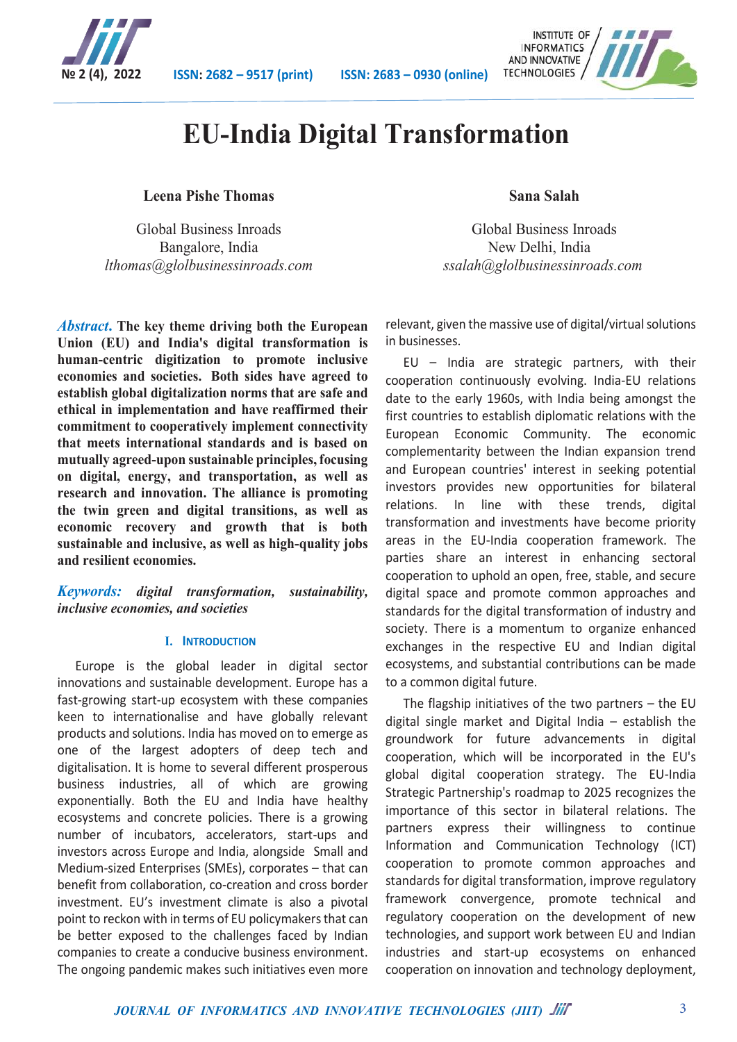# EU-India Digital Transformation

**Leena Pishe Thomas**

Global Business Inroads
Bangalore, India
*lthomas@glolbusinessinroads.com*

**Sana Salah**

Global Business Inroads
New Delhi, India
*ssalah@glolbusinessinroads.com*

***Abstract.*** **The key theme driving both the European Union (EU) and India's digital transformation is human-centric digitization to promote inclusive economies and societies. Both sides have agreed to establish global digitalization norms that are safe and ethical in implementation and have reaffirmed their commitment to cooperatively implement connectivity that meets international standards and is based on mutually agreed-upon sustainable principles, focusing on digital, energy, and transportation, as well as research and innovation. The alliance is promoting the twin green and digital transitions, as well as economic recovery and growth that is both sustainable and inclusive, as well as high-quality jobs and resilient economies.**

***Keywords:*** ***digital transformation, sustainability, inclusive economies, and societies***

## I. Introduction

Europe is the global leader in digital sector innovations and sustainable development. Europe has a fast-growing start-up ecosystem with these companies keen to internationalise and have globally relevant products and solutions. India has moved on to emerge as one of the largest adopters of deep tech and digitalisation. It is home to several different prosperous business industries, all of which are growing exponentially. Both the EU and India have healthy ecosystems and concrete policies. There is a growing number of incubators, accelerators, start-ups and investors across Europe and India, alongside Small and Medium-sized Enterprises (SMEs), corporates – that can benefit from collaboration, co-creation and cross border investment. EU's investment climate is also a pivotal point to reckon with in terms of EU policymakers that can be better exposed to the challenges faced by Indian companies to create a conducive business environment. The ongoing pandemic makes such initiatives even more relevant, given the massive use of digital/virtual solutions in businesses.

EU – India are strategic partners, with their cooperation continuously evolving. India-EU relations date to the early 1960s, with India being amongst the first countries to establish diplomatic relations with the European Economic Community. The economic complementarity between the Indian expansion trend and European countries' interest in seeking potential investors provides new opportunities for bilateral relations. In line with these trends, digital transformation and investments have become priority areas in the EU-India cooperation framework. The parties share an interest in enhancing sectoral cooperation to uphold an open, free, stable, and secure digital space and promote common approaches and standards for the digital transformation of industry and society. There is a momentum to organize enhanced exchanges in the respective EU and Indian digital ecosystems, and substantial contributions can be made to a common digital future.

The flagship initiatives of the two partners – the EU digital single market and Digital India – establish the groundwork for future advancements in digital cooperation, which will be incorporated in the EU's global digital cooperation strategy. The EU-India Strategic Partnership's roadmap to 2025 recognizes the importance of this sector in bilateral relations. The partners express their willingness to continue Information and Communication Technology (ICT) cooperation to promote common approaches and standards for digital transformation, improve regulatory framework convergence, promote technical and regulatory cooperation on the development of new technologies, and support work between EU and Indian industries and start-up ecosystems on enhanced cooperation on innovation and technology deployment,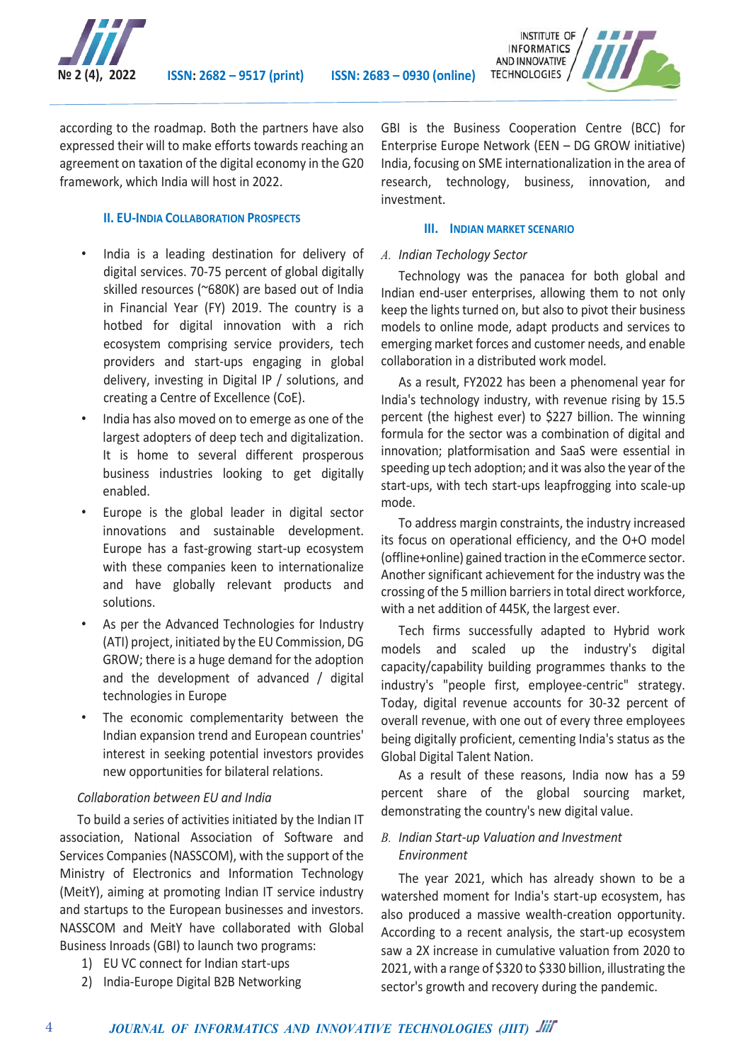according to the roadmap. Both the partners have also expressed their will to make efforts towards reaching an agreement on taxation of the digital economy in the G20 framework, which India will host in 2022.

## II. EU-India Collaboration Prospects

- India is a leading destination for delivery of digital services. 70-75 percent of global digitally skilled resources (~680K) are based out of India in Financial Year (FY) 2019. The country is a hotbed for digital innovation with a rich ecosystem comprising service providers, tech providers and start-ups engaging in global delivery, investing in Digital IP / solutions, and creating a Centre of Excellence (CoE).
- India has also moved on to emerge as one of the largest adopters of deep tech and digitalization. It is home to several different prosperous business industries looking to get digitally enabled.
- Europe is the global leader in digital sector innovations and sustainable development. Europe has a fast-growing start-up ecosystem with these companies keen to internationalize and have globally relevant products and solutions.
- As per the Advanced Technologies for Industry (ATI) project, initiated by the EU Commission, DG GROW; there is a huge demand for the adoption and the development of advanced / digital technologies in Europe
- The economic complementarity between the Indian expansion trend and European countries' interest in seeking potential investors provides new opportunities for bilateral relations.

*Collaboration between EU and India*

To build a series of activities initiated by the Indian IT association, National Association of Software and Services Companies (NASSCOM), with the support of the Ministry of Electronics and Information Technology (MeitY), aiming at promoting Indian IT service industry and startups to the European businesses and investors. NASSCOM and MeitY have collaborated with Global Business Inroads (GBI) to launch two programs:

1) EU VC connect for Indian start-ups
2) India-Europe Digital B2B Networking

GBI is the Business Cooperation Centre (BCC) for Enterprise Europe Network (EEN – DG GROW initiative) India, focusing on SME internationalization in the area of research, technology, business, innovation, and investment.

## III. Indian Market Scenario

### *A. Indian Techology Sector*

Technology was the panacea for both global and Indian end-user enterprises, allowing them to not only keep the lights turned on, but also to pivot their business models to online mode, adapt products and services to emerging market forces and customer needs, and enable collaboration in a distributed work model.

As a result, FY2022 has been a phenomenal year for India's technology industry, with revenue rising by 15.5 percent (the highest ever) to $227 billion. The winning formula for the sector was a combination of digital and innovation; platformisation and SaaS were essential in speeding up tech adoption; and it was also the year of the start-ups, with tech start-ups leapfrogging into scale-up mode.

To address margin constraints, the industry increased its focus on operational efficiency, and the O+O model (offline+online) gained traction in the eCommerce sector. Another significant achievement for the industry was the crossing of the 5 million barriers in total direct workforce, with a net addition of 445K, the largest ever.

Tech firms successfully adapted to Hybrid work models and scaled up the industry's digital capacity/capability building programmes thanks to the industry's "people first, employee-centric" strategy. Today, digital revenue accounts for 30-32 percent of overall revenue, with one out of every three employees being digitally proficient, cementing India's status as the Global Digital Talent Nation.

As a result of these reasons, India now has a 59 percent share of the global sourcing market, demonstrating the country's new digital value.

### *B. Indian Start-up Valuation and Investment Environment*

The year 2021, which has already shown to be a watershed moment for India's start-up ecosystem, has also produced a massive wealth-creation opportunity. According to a recent analysis, the start-up ecosystem saw a 2X increase in cumulative valuation from 2020 to 2021, with a range of $320 to $330 billion, illustrating the sector's growth and recovery during the pandemic.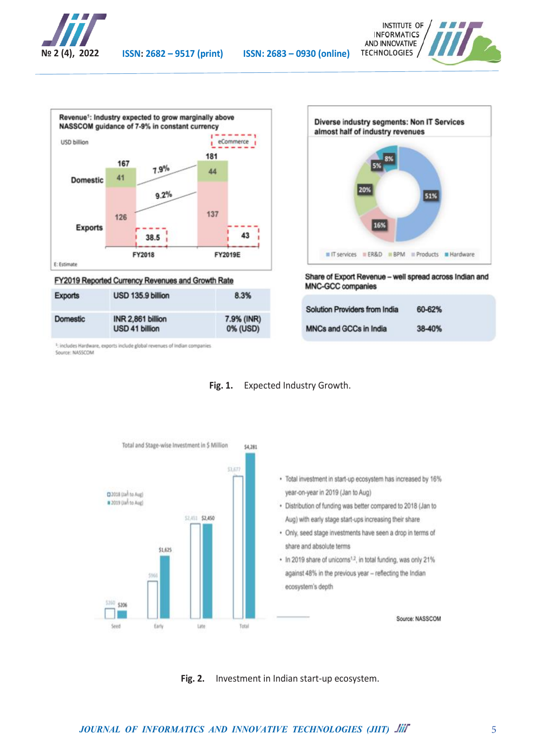Fig. 1. Expected Industry Growth.

Fig. 2. Investment in Indian start-up ecosystem.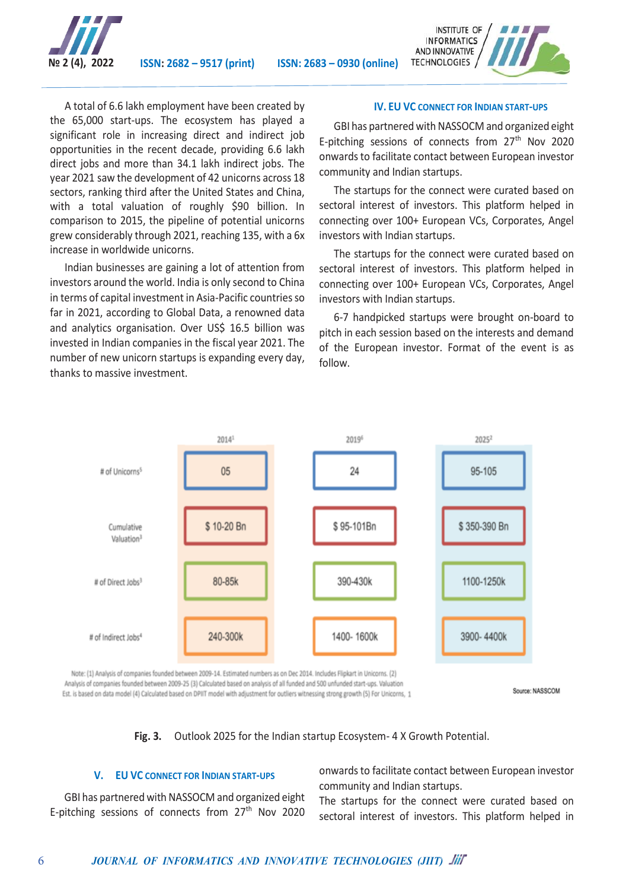A total of 6.6 lakh employment have been created by the 65,000 start-ups. The ecosystem has played a significant role in increasing direct and indirect job opportunities in the recent decade, providing 6.6 lakh direct jobs and more than 34.1 lakh indirect jobs. The year 2021 saw the development of 42 unicorns across 18 sectors, ranking third after the United States and China, with a total valuation of roughly $90 billion. In comparison to 2015, the pipeline of potential unicorns grew considerably through 2021, reaching 135, with a 6x increase in worldwide unicorns.

Indian businesses are gaining a lot of attention from investors around the world. India is only second to China in terms of capital investment in Asia-Pacific countries so far in 2021, according to Global Data, a renowned data and analytics organisation. Over US$ 16.5 billion was invested in Indian companies in the fiscal year 2021. The number of new unicorn startups is expanding every day, thanks to massive investment.

## IV. EU VC Connect for Indian Start-ups

GBI has partnered with NASSOCM and organized eight E-pitching sessions of connects from 27th Nov 2020 onwards to facilitate contact between European investor community and Indian startups.

The startups for the connect were curated based on sectoral interest of investors. This platform helped in connecting over 100+ European VCs, Corporates, Angel investors with Indian startups.

The startups for the connect were curated based on sectoral interest of investors. This platform helped in connecting over 100+ European VCs, Corporates, Angel investors with Indian startups.

6-7 handpicked startups were brought on-board to pitch in each session based on the interests and demand of the European investor. Format of the event is as follow.

| | 2014[1] | 2019[6] | 2025[2] |
|---|---|---|---|
| # of Unicorns[5] | 05 | 24 | 95-105 |
| Cumulative Valuation[3] | $ 10-20 Bn | $ 95-101Bn | $ 350-390 Bn |
| # of Direct Jobs[3] | 80-85k | 390-430k | 1100-1250k |
| # of Indirect Jobs[4] | 240-300k | 1400- 1600k | 3900- 4400k |

Note: (1) Analysis of companies founded between 2009-14. Estimated numbers as on Dec 2014. Includes Flipkart in Unicorns. (2) Analysis of companies founded between 2009-25 (3) Calculated based on analysis of all funded and 500 unfunded start-ups. Valuation Est. is based on data model (4) Calculated based on DPIIT model with adjustment for outliers witnessing strong growth (5) For Unicorns, 1

Source: NASSCOM

**Fig. 3.** Outlook 2025 for the Indian startup Ecosystem- 4 X Growth Potential.

## V. EU VC Connect for Indian Start-ups

GBI has partnered with NASSOCM and organized eight E-pitching sessions of connects from 27th Nov 2020 onwards to facilitate contact between European investor community and Indian startups.
The startups for the connect were curated based on sectoral interest of investors. This platform helped in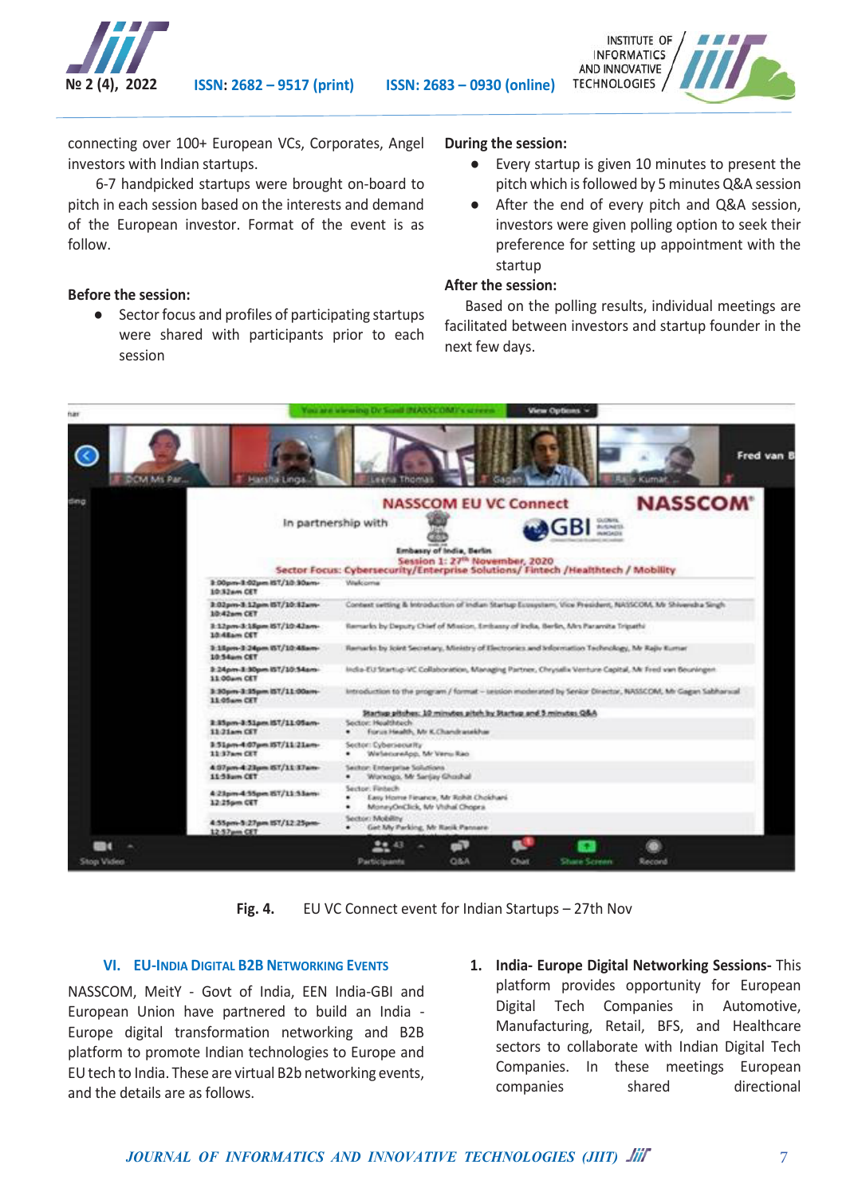connecting over 100+ European VCs, Corporates, Angel investors with Indian startups.

6-7 handpicked startups were brought on-board to pitch in each session based on the interests and demand of the European investor. Format of the event is as follow.

**Before the session:**

- Sector focus and profiles of participating startups were shared with participants prior to each session

**During the session:**

- Every startup is given 10 minutes to present the pitch which is followed by 5 minutes Q&A session
- After the end of every pitch and Q&A session, investors were given polling option to seek their preference for setting up appointment with the startup

**After the session:**

Based on the polling results, individual meetings are facilitated between investors and startup founder in the next few days.

**Fig. 4.** EU VC Connect event for Indian Startups – 27th Nov

## VI. EU-India Digital B2B Networking Events

NASSCOM, MeitY - Govt of India, EEN India-GBI and European Union have partnered to build an India - Europe digital transformation networking and B2B platform to promote Indian technologies to Europe and EU tech to India. These are virtual B2b networking events, and the details are as follows.

1. **India- Europe Digital Networking Sessions-** This platform provides opportunity for European Digital Tech Companies in Automotive, Manufacturing, Retail, BFS, and Healthcare sectors to collaborate with Indian Digital Tech Companies. In these meetings European companies shared directional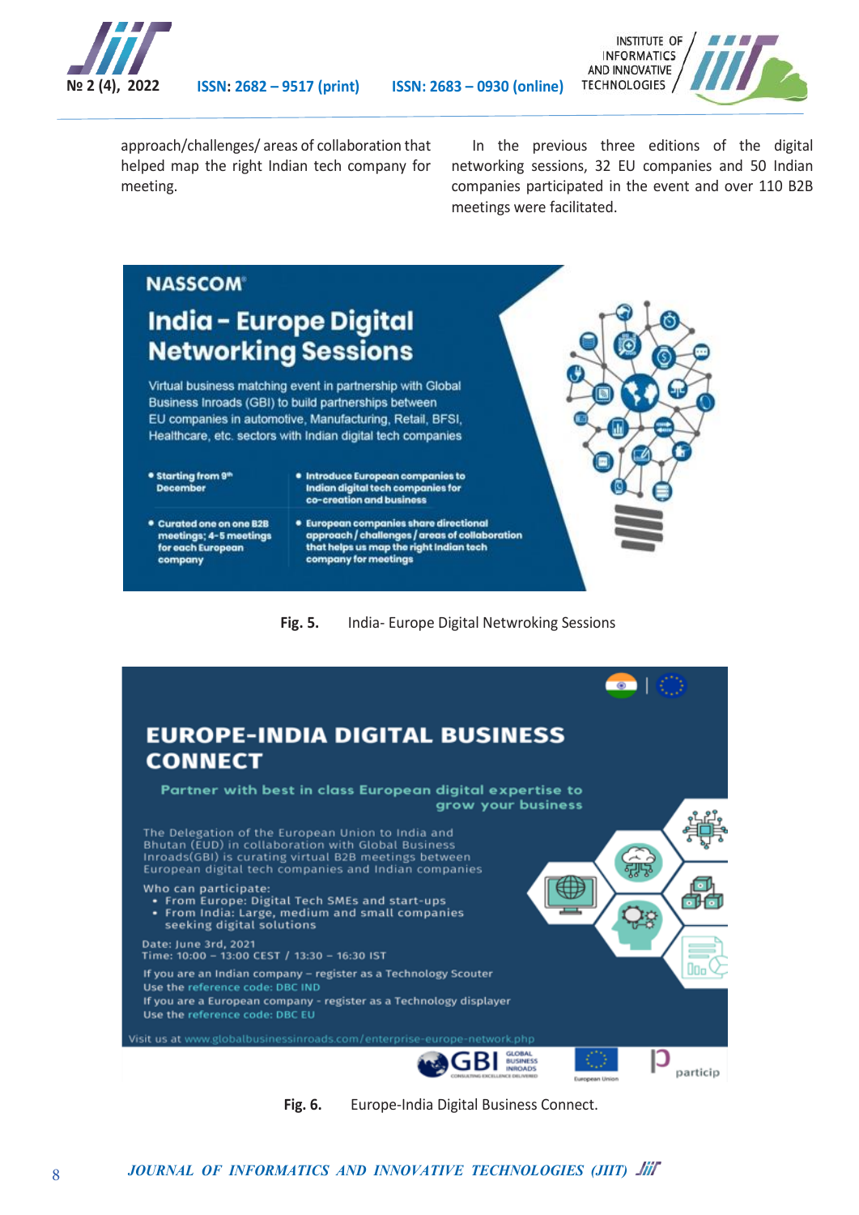approach/challenges/ areas of collaboration that helped map the right Indian tech company for meeting.

In the previous three editions of the digital networking sessions, 32 EU companies and 50 Indian companies participated in the event and over 110 B2B meetings were facilitated.

**Fig. 5.** India- Europe Digital Netwroking Sessions

**Fig. 6.** Europe-India Digital Business Connect.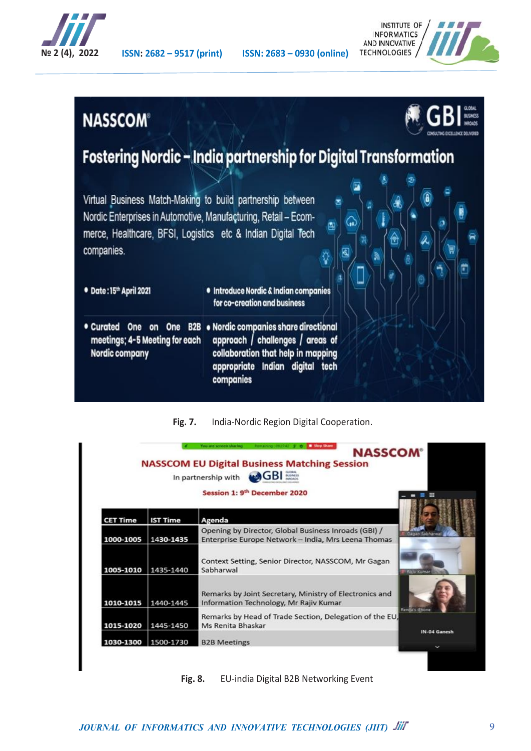Fig. 7. India-Nordic Region Digital Cooperation.

Fig. 8. EU-india Digital B2B Networking Event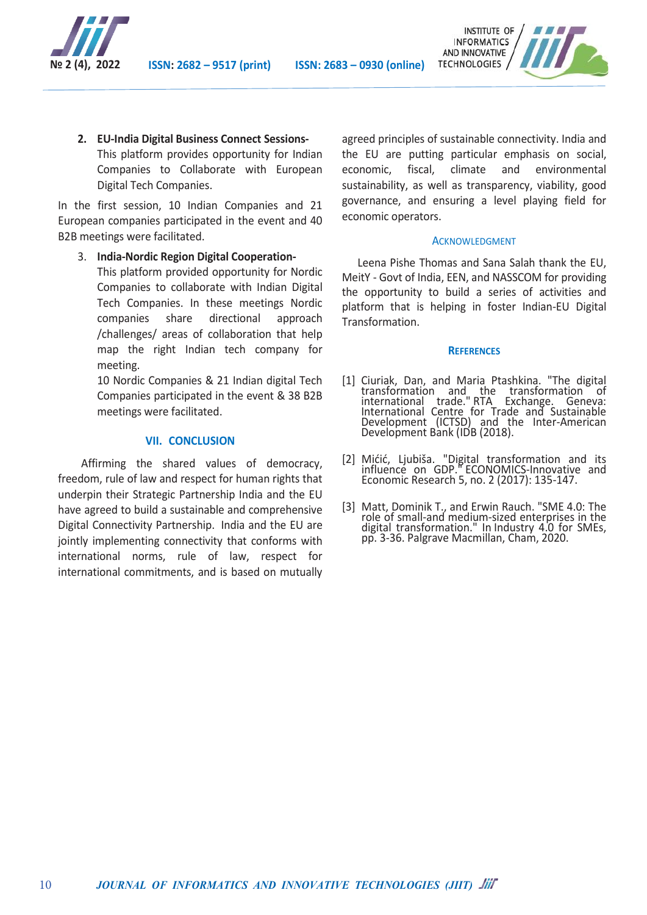2. **EU-India Digital Business Connect Sessions-** This platform provides opportunity for Indian Companies to Collaborate with European Digital Tech Companies.

In the first session, 10 Indian Companies and 21 European companies participated in the event and 40 B2B meetings were facilitated.

3. **India-Nordic Region Digital Cooperation-** This platform provided opportunity for Nordic Companies to collaborate with Indian Digital Tech Companies. In these meetings Nordic companies share directional approach /challenges/ areas of collaboration that help map the right Indian tech company for meeting.

   10 Nordic Companies & 21 Indian digital Tech Companies participated in the event & 38 B2B meetings were facilitated.

## VII. CONCLUSION

Affirming the shared values of democracy, freedom, rule of law and respect for human rights that underpin their Strategic Partnership India and the EU have agreed to build a sustainable and comprehensive Digital Connectivity Partnership. India and the EU are jointly implementing connectivity that conforms with international norms, rule of law, respect for international commitments, and is based on mutually agreed principles of sustainable connectivity. India and the EU are putting particular emphasis on social, economic, fiscal, climate and environmental sustainability, as well as transparency, viability, good governance, and ensuring a level playing field for economic operators.

## ACKNOWLEDGMENT

Leena Pishe Thomas and Sana Salah thank the EU, MeitY - Govt of India, EEN, and NASSCOM for providing the opportunity to build a series of activities and platform that is helping in foster Indian-EU Digital Transformation.

## REFERENCES

[1] Ciuriak, Dan, and Maria Ptashkina. "The digital transformation and the transformation of international trade." RTA Exchange. Geneva: International Centre for Trade and Sustainable Development (ICTSD) and the Inter-American Development Bank (IDB (2018).

[2] Mićić, Ljubiša. "Digital transformation and its influence on GDP." ECONOMICS-Innovative and Economic Research 5, no. 2 (2017): 135-147.

[3] Matt, Dominik T., and Erwin Rauch. "SME 4.0: The role of small-and medium-sized enterprises in the digital transformation." In Industry 4.0 for SMEs, pp. 3-36. Palgrave Macmillan, Cham, 2020.